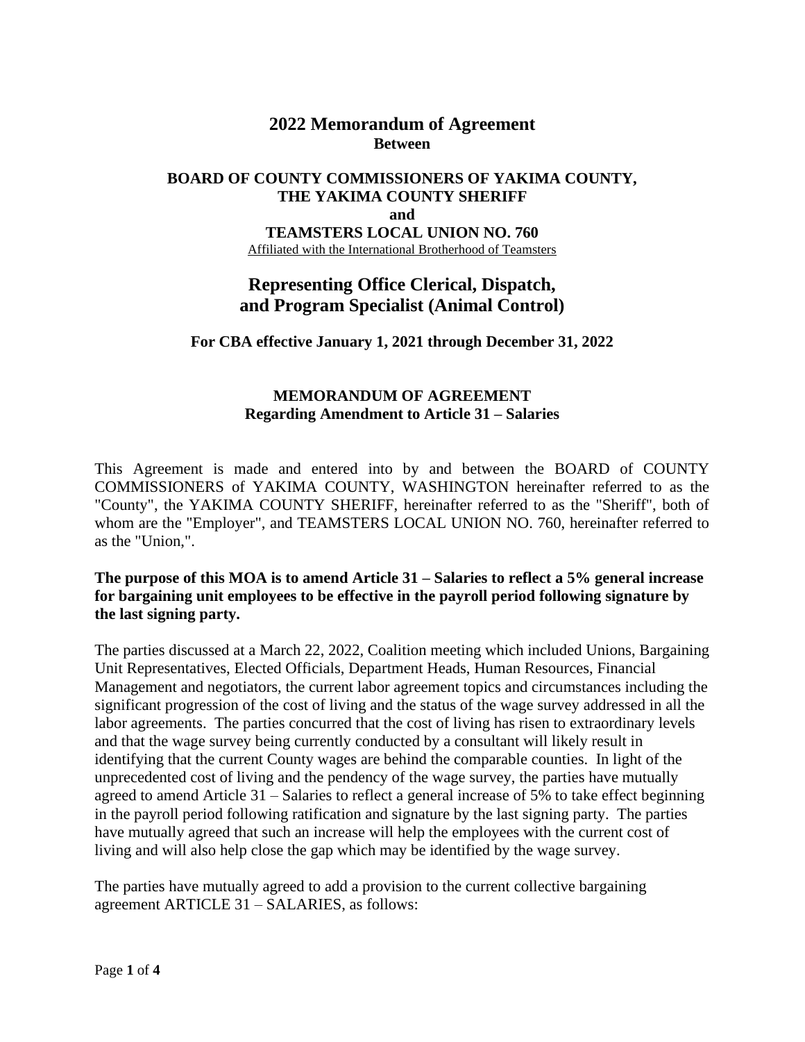# 2022 Memorandum of Agreement

**Between**

## BOARD OF COUNTY COMMISSIONERS OF YAKIMA COUNTY, THE YAKIMA COUNTY SHERIFF

**and**

## TEAMSTERS LOCAL UNION NO. 760

Affiliated with the International Brotherhood of Teamsters

## Representing Office Clerical, Dispatch, and Program Specialist (Animal Control)

**For CBA effective January 1, 2021 through December 31, 2022**

### MEMORANDUM OF AGREEMENT
**Regarding Amendment to Article 31 – Salaries**

This Agreement is made and entered into by and between the BOARD of COUNTY COMMISSIONERS of YAKIMA COUNTY, WASHINGTON hereinafter referred to as the "County", the YAKIMA COUNTY SHERIFF, hereinafter referred to as the "Sheriff", both of whom are the "Employer", and TEAMSTERS LOCAL UNION NO. 760, hereinafter referred to as the "Union,".

**The purpose of this MOA is to amend Article 31 – Salaries to reflect a 5% general increase for bargaining unit employees to be effective in the payroll period following signature by the last signing party.**

The parties discussed at a March 22, 2022, Coalition meeting which included Unions, Bargaining Unit Representatives, Elected Officials, Department Heads, Human Resources, Financial Management and negotiators, the current labor agreement topics and circumstances including the significant progression of the cost of living and the status of the wage survey addressed in all the labor agreements. The parties concurred that the cost of living has risen to extraordinary levels and that the wage survey being currently conducted by a consultant will likely result in identifying that the current County wages are behind the comparable counties. In light of the unprecedented cost of living and the pendency of the wage survey, the parties have mutually agreed to amend Article 31 – Salaries to reflect a general increase of 5% to take effect beginning in the payroll period following ratification and signature by the last signing party. The parties have mutually agreed that such an increase will help the employees with the current cost of living and will also help close the gap which may be identified by the wage survey.

The parties have mutually agreed to add a provision to the current collective bargaining agreement ARTICLE 31 – SALARIES, as follows: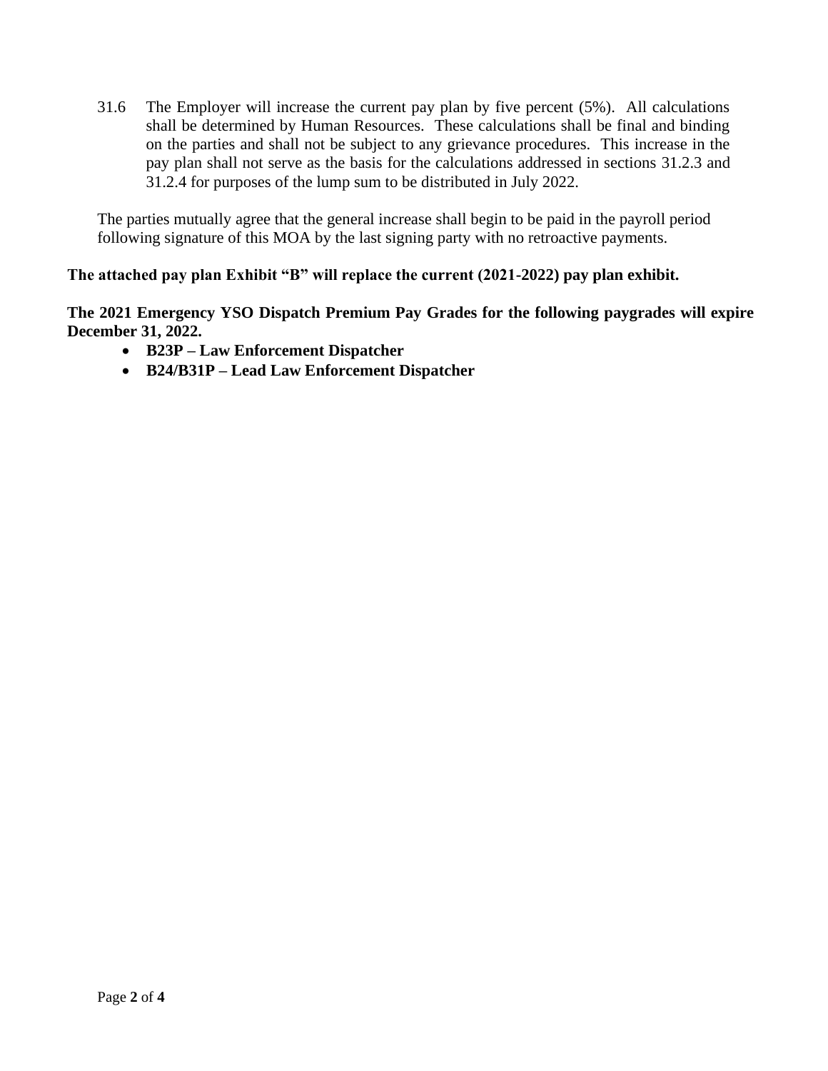31.6 The Employer will increase the current pay plan by five percent (5%). All calculations shall be determined by Human Resources. These calculations shall be final and binding on the parties and shall not be subject to any grievance procedures. This increase in the pay plan shall not serve as the basis for the calculations addressed in sections 31.2.3 and 31.2.4 for purposes of the lump sum to be distributed in July 2022.

The parties mutually agree that the general increase shall begin to be paid in the payroll period following signature of this MOA by the last signing party with no retroactive payments.

**The attached pay plan Exhibit "B" will replace the current (2021-2022) pay plan exhibit.**

**The 2021 Emergency YSO Dispatch Premium Pay Grades for the following paygrades will expire December 31, 2022.**

- **B23P – Law Enforcement Dispatcher**
- **B24/B31P – Lead Law Enforcement Dispatcher**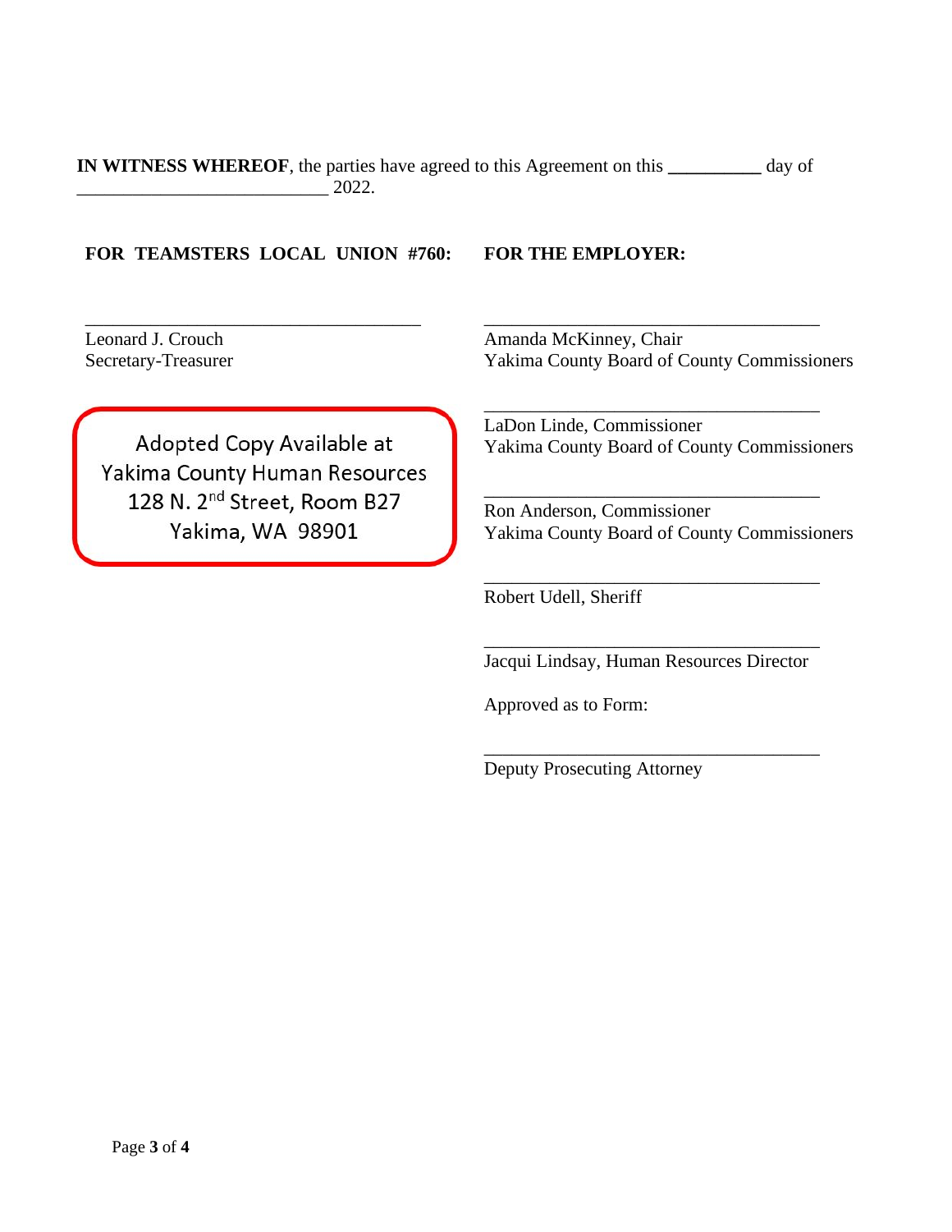**IN WITNESS WHEREOF**, the parties have agreed to this Agreement on this **__________** day of ____________________________ 2022.

**FOR TEAMSTERS LOCAL UNION #760:**

_____________________________________

Leonard J. Crouch
Secretary-Treasurer

Adopted Copy Available at
Yakima County Human Resources
128 N. 2nd Street, Room B27
Yakima, WA 98901

**FOR THE EMPLOYER:**

_____________________________________

Amanda McKinney, Chair
Yakima County Board of County Commissioners

_____________________________________

LaDon Linde, Commissioner
Yakima County Board of County Commissioners

_____________________________________

Ron Anderson, Commissioner
Yakima County Board of County Commissioners

_____________________________________

Robert Udell, Sheriff

_____________________________________

Jacqui Lindsay, Human Resources Director

Approved as to Form:

_____________________________________

Deputy Prosecuting Attorney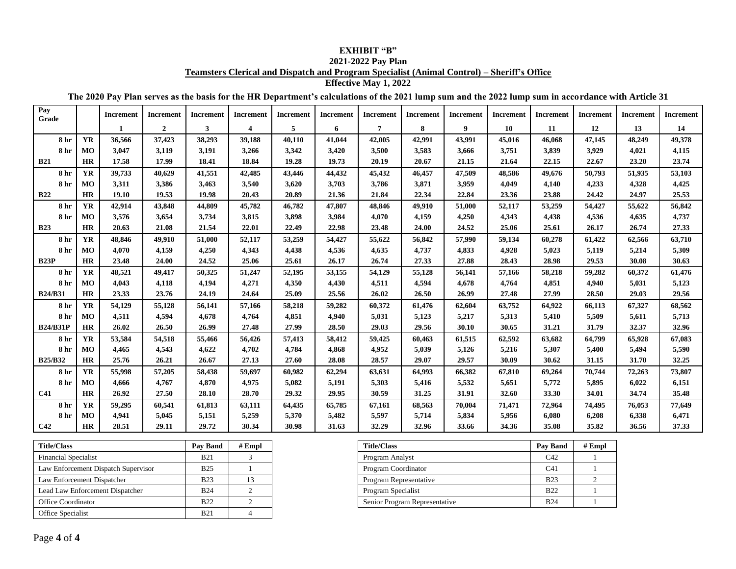**EXHIBIT "B"**

**2021-2022 Pay Plan**

**Teamsters Clerical and Dispatch and Program Specialist (Animal Control) – Sheriff's Office**

**Effective May 1, 2022**

**The 2020 Pay Plan serves as the basis for the HR Department's calculations of the 2021 lump sum and the 2022 lump sum in accordance with Article 31**

| Pay Grade | | Increment 1 | Increment 2 | Increment 3 | Increment 4 | Increment 5 | Increment 6 | Increment 7 | Increment 8 | Increment 9 | Increment 10 | Increment 11 | Increment 12 | Increment 13 | Increment 14 |
|---|---|---|---|---|---|---|---|---|---|---|---|---|---|---|---|
| 8 hr | YR | 36,566 | 37,423 | 38,293 | 39,188 | 40,110 | 41,044 | 42,005 | 42,991 | 43,991 | 45,016 | 46,068 | 47,145 | 48,249 | 49,378 |
| 8 hr | MO | 3,047 | 3,119 | 3,191 | 3,266 | 3,342 | 3,420 | 3,500 | 3,583 | 3,666 | 3,751 | 3,839 | 3,929 | 4,021 | 4,115 |
| B21 | HR | 17.58 | 17.99 | 18.41 | 18.84 | 19.28 | 19.73 | 20.19 | 20.67 | 21.15 | 21.64 | 22.15 | 22.67 | 23.20 | 23.74 |
| 8 hr | YR | 39,733 | 40,629 | 41,551 | 42,485 | 43,446 | 44,432 | 45,432 | 46,457 | 47,509 | 48,586 | 49,676 | 50,793 | 51,935 | 53,103 |
| 8 hr | MO | 3,311 | 3,386 | 3,463 | 3,540 | 3,620 | 3,703 | 3,786 | 3,871 | 3,959 | 4,049 | 4,140 | 4,233 | 4,328 | 4,425 |
| B22 | HR | 19.10 | 19.53 | 19.98 | 20.43 | 20.89 | 21.36 | 21.84 | 22.34 | 22.84 | 23.36 | 23.88 | 24.42 | 24.97 | 25.53 |
| 8 hr | YR | 42,914 | 43,848 | 44,809 | 45,782 | 46,782 | 47,807 | 48,846 | 49,910 | 51,000 | 52,117 | 53,259 | 54,427 | 55,622 | 56,842 |
| 8 hr | MO | 3,576 | 3,654 | 3,734 | 3,815 | 3,898 | 3,984 | 4,070 | 4,159 | 4,250 | 4,343 | 4,438 | 4,536 | 4,635 | 4,737 |
| B23 | HR | 20.63 | 21.08 | 21.54 | 22.01 | 22.49 | 22.98 | 23.48 | 24.00 | 24.52 | 25.06 | 25.61 | 26.17 | 26.74 | 27.33 |
| 8 hr | YR | 48,846 | 49,910 | 51,000 | 52,117 | 53,259 | 54,427 | 55,622 | 56,842 | 57,990 | 59,134 | 60,278 | 61,422 | 62,566 | 63,710 |
| 8 hr | MO | 4,070 | 4,159 | 4,250 | 4,343 | 4,438 | 4,536 | 4,635 | 4,737 | 4,833 | 4,928 | 5,023 | 5,119 | 5,214 | 5,309 |
| B23P | HR | 23.48 | 24.00 | 24.52 | 25.06 | 25.61 | 26.17 | 26.74 | 27.33 | 27.88 | 28.43 | 28.98 | 29.53 | 30.08 | 30.63 |
| 8 hr | YR | 48,521 | 49,417 | 50,325 | 51,247 | 52,195 | 53,155 | 54,129 | 55,128 | 56,141 | 57,166 | 58,218 | 59,282 | 60,372 | 61,476 |
| 8 hr | MO | 4,043 | 4,118 | 4,194 | 4,271 | 4,350 | 4,430 | 4,511 | 4,594 | 4,678 | 4,764 | 4,851 | 4,940 | 5,031 | 5,123 |
| B24/B31 | HR | 23.33 | 23.76 | 24.19 | 24.64 | 25.09 | 25.56 | 26.02 | 26.50 | 26.99 | 27.48 | 27.99 | 28.50 | 29.03 | 29.56 |
| 8 hr | YR | 54,129 | 55,128 | 56,141 | 57,166 | 58,218 | 59,282 | 60,372 | 61,476 | 62,604 | 63,752 | 64,922 | 66,113 | 67,327 | 68,562 |
| 8 hr | MO | 4,511 | 4,594 | 4,678 | 4,764 | 4,851 | 4,940 | 5,031 | 5,123 | 5,217 | 5,313 | 5,410 | 5,509 | 5,611 | 5,713 |
| B24/B31P | HR | 26.02 | 26.50 | 26.99 | 27.48 | 27.99 | 28.50 | 29.03 | 29.56 | 30.10 | 30.65 | 31.21 | 31.79 | 32.37 | 32.96 |
| 8 hr | YR | 53,584 | 54,518 | 55,466 | 56,426 | 57,413 | 58,412 | 59,425 | 60,463 | 61,515 | 62,592 | 63,682 | 64,799 | 65,928 | 67,083 |
| 8 hr | MO | 4,465 | 4,543 | 4,622 | 4,702 | 4,784 | 4,868 | 4,952 | 5,039 | 5,126 | 5,216 | 5,307 | 5,400 | 5,494 | 5,590 |
| B25/B32 | HR | 25.76 | 26.21 | 26.67 | 27.13 | 27.60 | 28.08 | 28.57 | 29.07 | 29.57 | 30.09 | 30.62 | 31.15 | 31.70 | 32.25 |
| 8 hr | YR | 55,998 | 57,205 | 58,438 | 59,697 | 60,982 | 62,294 | 63,631 | 64,993 | 66,382 | 67,810 | 69,264 | 70,744 | 72,263 | 73,807 |
| 8 hr | MO | 4,666 | 4,767 | 4,870 | 4,975 | 5,082 | 5,191 | 5,303 | 5,416 | 5,532 | 5,651 | 5,772 | 5,895 | 6,022 | 6,151 |
| C41 | HR | 26.92 | 27.50 | 28.10 | 28.70 | 29.32 | 29.95 | 30.59 | 31.25 | 31.91 | 32.60 | 33.30 | 34.01 | 34.74 | 35.48 |
| 8 hr | YR | 59,295 | 60,541 | 61,813 | 63,111 | 64,435 | 65,785 | 67,161 | 68,563 | 70,004 | 71,471 | 72,964 | 74,495 | 76,053 | 77,649 |
| 8 hr | MO | 4,941 | 5,045 | 5,151 | 5,259 | 5,370 | 5,482 | 5,597 | 5,714 | 5,834 | 5,956 | 6,080 | 6,208 | 6,338 | 6,471 |
| C42 | HR | 28.51 | 29.11 | 29.72 | 30.34 | 30.98 | 31.63 | 32.29 | 32.96 | 33.66 | 34.36 | 35.08 | 35.82 | 36.56 | 37.33 |

| Title/Class | Pay Band | # Empl |
|---|---|---|
| Financial Specialist | B21 | 3 |
| Law Enforcement Dispatch Supervisor | B25 | 1 |
| Law Enforcement Dispatcher | B23 | 13 |
| Lead Law Enforcement Dispatcher | B24 | 2 |
| Office Coordinator | B22 | 2 |
| Office Specialist | B21 | 4 |

| Title/Class | Pay Band | # Empl |
|---|---|---|
| Program Analyst | C42 | 1 |
| Program Coordinator | C41 | 1 |
| Program Representative | B23 | 2 |
| Program Specialist | B22 | 1 |
| Senior Program Representative | B24 | 1 |